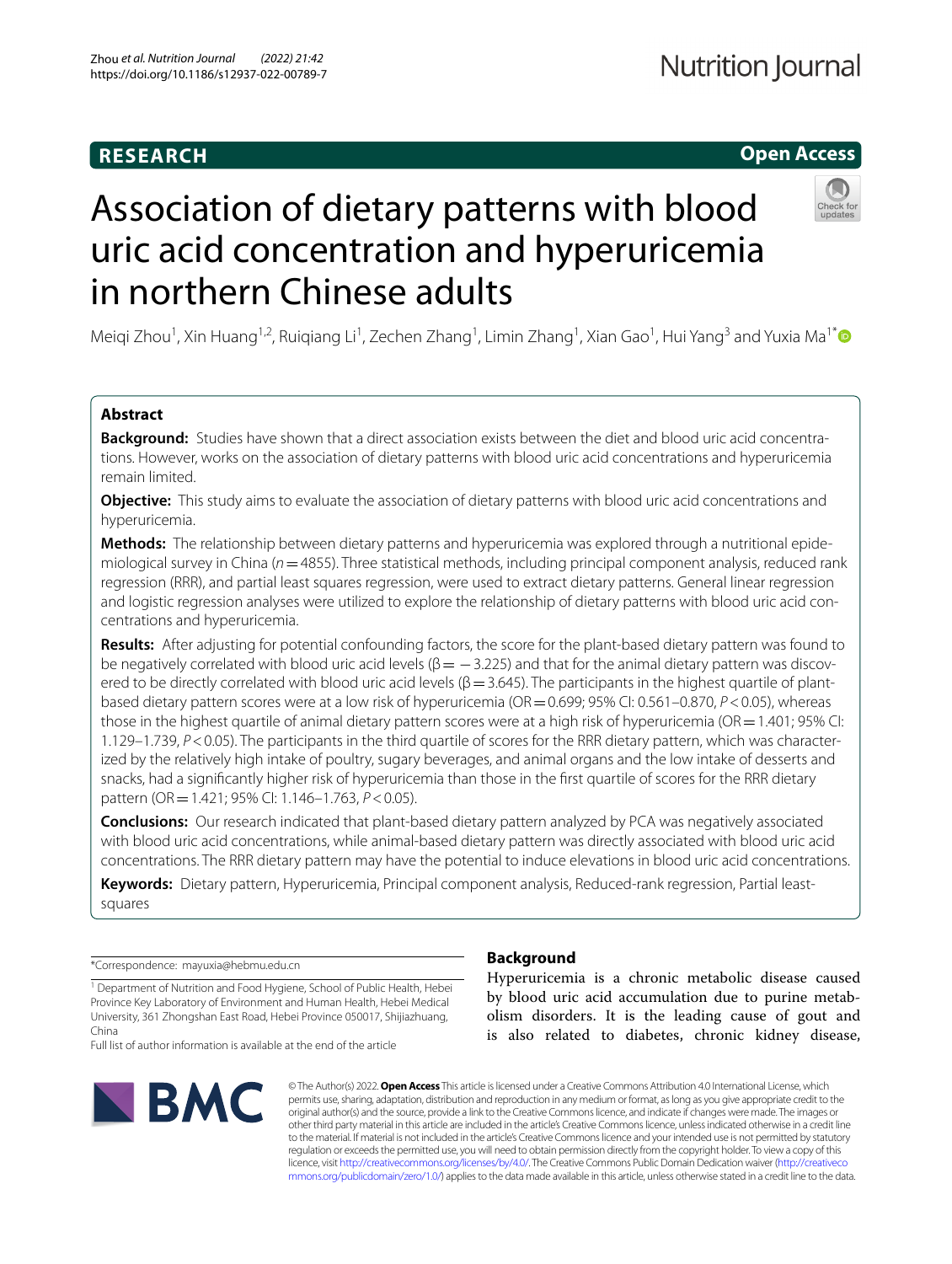RESEARCH

Open Access

# Association of dietary patterns with blood uric acid concentration and hyperuricemia in northern Chinese adults

Meiqi Zhou[1], Xin Huang[1,2], Ruiqiang Li[1], Zechen Zhang[1], Limin Zhang[1], Xian Gao[1], Hui Yang[3] and Yuxia Ma[1*]

## Abstract

**Background:** Studies have shown that a direct association exists between the diet and blood uric acid concentrations. However, works on the association of dietary patterns with blood uric acid concentrations and hyperuricemia remain limited.

**Objective:** This study aims to evaluate the association of dietary patterns with blood uric acid concentrations and hyperuricemia.

**Methods:** The relationship between dietary patterns and hyperuricemia was explored through a nutritional epidemiological survey in China ($n = 4855$). Three statistical methods, including principal component analysis, reduced rank regression (RRR), and partial least squares regression, were used to extract dietary patterns. General linear regression and logistic regression analyses were utilized to explore the relationship of dietary patterns with blood uric acid concentrations and hyperuricemia.

**Results:** After adjusting for potential confounding factors, the score for the plant-based dietary pattern was found to be negatively correlated with blood uric acid levels ($\beta = -3.225$) and that for the animal dietary pattern was discovered to be directly correlated with blood uric acid levels ($\beta = 3.645$). The participants in the highest quartile of plant-based dietary pattern scores were at a low risk of hyperuricemia (OR = 0.699; 95% CI: 0.561–0.870, $P < 0.05$), whereas those in the highest quartile of animal dietary pattern scores were at a high risk of hyperuricemia (OR = 1.401; 95% CI: 1.129–1.739, $P < 0.05$). The participants in the third quartile of scores for the RRR dietary pattern, which was characterized by the relatively high intake of poultry, sugary beverages, and animal organs and the low intake of desserts and snacks, had a significantly higher risk of hyperuricemia than those in the first quartile of scores for the RRR dietary pattern (OR = 1.421; 95% CI: 1.146–1.763, $P < 0.05$).

**Conclusions:** Our research indicated that plant-based dietary pattern analyzed by PCA was negatively associated with blood uric acid concentrations, while animal-based dietary pattern was directly associated with blood uric acid concentrations. The RRR dietary pattern may have the potential to induce elevations in blood uric acid concentrations.

**Keywords:** Dietary pattern, Hyperuricemia, Principal component analysis, Reduced-rank regression, Partial least-squares

*Correspondence: mayuxia@hebmu.edu.cn

[1] Department of Nutrition and Food Hygiene, School of Public Health, Hebei Province Key Laboratory of Environment and Human Health, Hebei Medical University, 361 Zhongshan East Road, Hebei Province 050017, Shijiazhuang, China

Full list of author information is available at the end of the article

## Background

Hyperuricemia is a chronic metabolic disease caused by blood uric acid accumulation due to purine metabolism disorders. It is the leading cause of gout and is also related to diabetes, chronic kidney disease,

© The Author(s) 2022. **Open Access** This article is licensed under a Creative Commons Attribution 4.0 International License, which permits use, sharing, adaptation, distribution and reproduction in any medium or format, as long as you give appropriate credit to the original author(s) and the source, provide a link to the Creative Commons licence, and indicate if changes were made. The images or other third party material in this article are included in the article's Creative Commons licence, unless indicated otherwise in a credit line to the material. If material is not included in the article's Creative Commons licence and your intended use is not permitted by statutory regulation or exceeds the permitted use, you will need to obtain permission directly from the copyright holder. To view a copy of this licence, visit http://creativecommons.org/licenses/by/4.0/. The Creative Commons Public Domain Dedication waiver (http://creativecommons.org/publicdomain/zero/1.0/) applies to the data made available in this article, unless otherwise stated in a credit line to the data.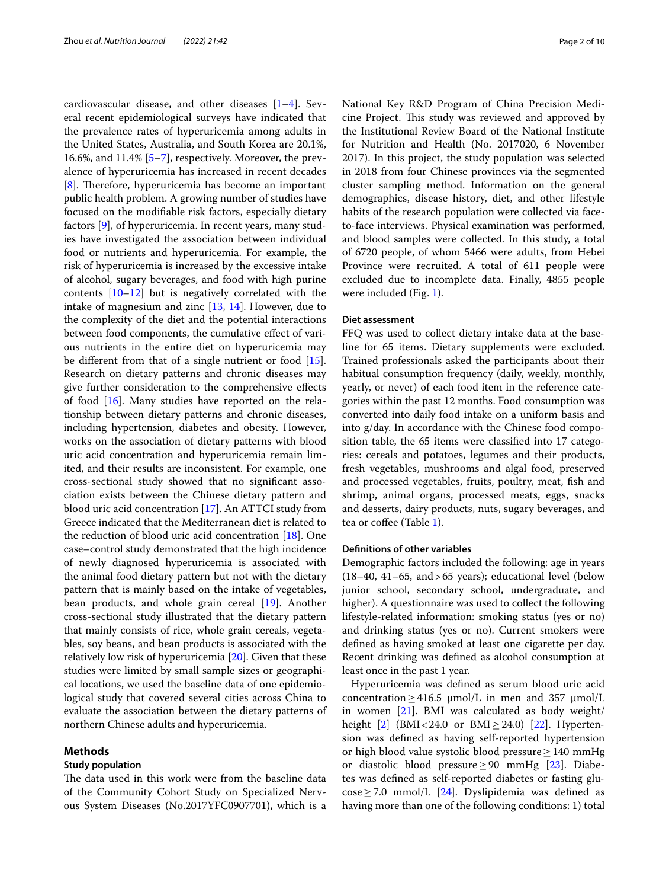cardiovascular disease, and other diseases [1–4]. Several recent epidemiological surveys have indicated that the prevalence rates of hyperuricemia among adults in the United States, Australia, and South Korea are 20.1%, 16.6%, and 11.4% [5–7], respectively. Moreover, the prevalence of hyperuricemia has increased in recent decades [8]. Therefore, hyperuricemia has become an important public health problem. A growing number of studies have focused on the modifiable risk factors, especially dietary factors [9], of hyperuricemia. In recent years, many studies have investigated the association between individual food or nutrients and hyperuricemia. For example, the risk of hyperuricemia is increased by the excessive intake of alcohol, sugary beverages, and food with high purine contents [10–12] but is negatively correlated with the intake of magnesium and zinc [13, 14]. However, due to the complexity of the diet and the potential interactions between food components, the cumulative effect of various nutrients in the entire diet on hyperuricemia may be different from that of a single nutrient or food [15]. Research on dietary patterns and chronic diseases may give further consideration to the comprehensive effects of food [16]. Many studies have reported on the relationship between dietary patterns and chronic diseases, including hypertension, diabetes and obesity. However, works on the association of dietary patterns with blood uric acid concentration and hyperuricemia remain limited, and their results are inconsistent. For example, one cross-sectional study showed that no significant association exists between the Chinese dietary pattern and blood uric acid concentration [17]. An ATTCI study from Greece indicated that the Mediterranean diet is related to the reduction of blood uric acid concentration [18]. One case–control study demonstrated that the high incidence of newly diagnosed hyperuricemia is associated with the animal food dietary pattern but not with the dietary pattern that is mainly based on the intake of vegetables, bean products, and whole grain cereal [19]. Another cross-sectional study illustrated that the dietary pattern that mainly consists of rice, whole grain cereals, vegetables, soy beans, and bean products is associated with the relatively low risk of hyperuricemia [20]. Given that these studies were limited by small sample sizes or geographical locations, we used the baseline data of one epidemiological study that covered several cities across China to evaluate the association between the dietary patterns of northern Chinese adults and hyperuricemia.

## Methods

### Study population

The data used in this work were from the baseline data of the Community Cohort Study on Specialized Nervous System Diseases (No.2017YFC0907701), which is a National Key R&D Program of China Precision Medicine Project. This study was reviewed and approved by the Institutional Review Board of the National Institute for Nutrition and Health (No. 2017020, 6 November 2017). In this project, the study population was selected in 2018 from four Chinese provinces via the segmented cluster sampling method. Information on the general demographics, disease history, diet, and other lifestyle habits of the research population were collected via face-to-face interviews. Physical examination was performed, and blood samples were collected. In this study, a total of 6720 people, of whom 5466 were adults, from Hebei Province were recruited. A total of 611 people were excluded due to incomplete data. Finally, 4855 people were included (Fig. 1).

### Diet assessment

FFQ was used to collect dietary intake data at the baseline for 65 items. Dietary supplements were excluded. Trained professionals asked the participants about their habitual consumption frequency (daily, weekly, monthly, yearly, or never) of each food item in the reference categories within the past 12 months. Food consumption was converted into daily food intake on a uniform basis and into g/day. In accordance with the Chinese food composition table, the 65 items were classified into 17 categories: cereals and potatoes, legumes and their products, fresh vegetables, mushrooms and algal food, preserved and processed vegetables, fruits, poultry, meat, fish and shrimp, animal organs, processed meats, eggs, snacks and desserts, dairy products, nuts, sugary beverages, and tea or coffee (Table 1).

### Definitions of other variables

Demographic factors included the following: age in years (18–40, 41–65, and > 65 years); educational level (below junior school, secondary school, undergraduate, and higher). A questionnaire was used to collect the following lifestyle-related information: smoking status (yes or no) and drinking status (yes or no). Current smokers were defined as having smoked at least one cigarette per day. Recent drinking was defined as alcohol consumption at least once in the past 1 year.

Hyperuricemia was defined as serum blood uric acid concentration ≥ 416.5 μmol/L in men and 357 μmol/L in women [21]. BMI was calculated as body weight/height [2] (BMI < 24.0 or BMI ≥ 24.0) [22]. Hypertension was defined as having self-reported hypertension or high blood value systolic blood pressure ≥ 140 mmHg or diastolic blood pressure ≥ 90 mmHg [23]. Diabetes was defined as self-reported diabetes or fasting glucose ≥ 7.0 mmol/L [24]. Dyslipidemia was defined as having more than one of the following conditions: 1) total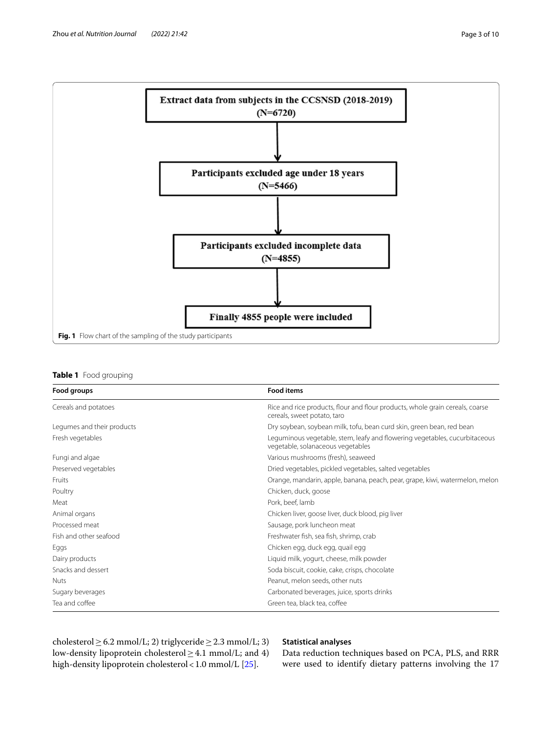Extract data from subjects in the CCSNSD (2018-2019) (N=6720)

Participants excluded age under 18 years (N=5466)

Participants excluded incomplete data (N=4855)

Finally 4855 people were included

**Fig. 1** Flow chart of the sampling of the study participants

**Table 1** Food grouping

| Food groups | Food items |
| --- | --- |
| Cereals and potatoes | Rice and rice products, flour and flour products, whole grain cereals, coarse cereals, sweet potato, taro |
| Legumes and their products | Dry soybean, soybean milk, tofu, bean curd skin, green bean, red bean |
| Fresh vegetables | Leguminous vegetable, stem, leafy and flowering vegetables, cucurbitaceous vegetable, solanaceous vegetables |
| Fungi and algae | Various mushrooms (fresh), seaweed |
| Preserved vegetables | Dried vegetables, pickled vegetables, salted vegetables |
| Fruits | Orange, mandarin, apple, banana, peach, pear, grape, kiwi, watermelon, melon |
| Poultry | Chicken, duck, goose |
| Meat | Pork, beef, lamb |
| Animal organs | Chicken liver, goose liver, duck blood, pig liver |
| Processed meat | Sausage, pork luncheon meat |
| Fish and other seafood | Freshwater fish, sea fish, shrimp, crab |
| Eggs | Chicken egg, duck egg, quail egg |
| Dairy products | Liquid milk, yogurt, cheese, milk powder |
| Snacks and dessert | Soda biscuit, cookie, cake, crisps, chocolate |
| Nuts | Peanut, melon seeds, other nuts |
| Sugary beverages | Carbonated beverages, juice, sports drinks |
| Tea and coffee | Green tea, black tea, coffee |

cholesterol ≥ 6.2 mmol/L; 2) triglyceride ≥ 2.3 mmol/L; 3) low-density lipoprotein cholesterol ≥ 4.1 mmol/L; and 4) high-density lipoprotein cholesterol < 1.0 mmol/L [25].

### Statistical analyses

Data reduction techniques based on PCA, PLS, and RRR were used to identify dietary patterns involving the 17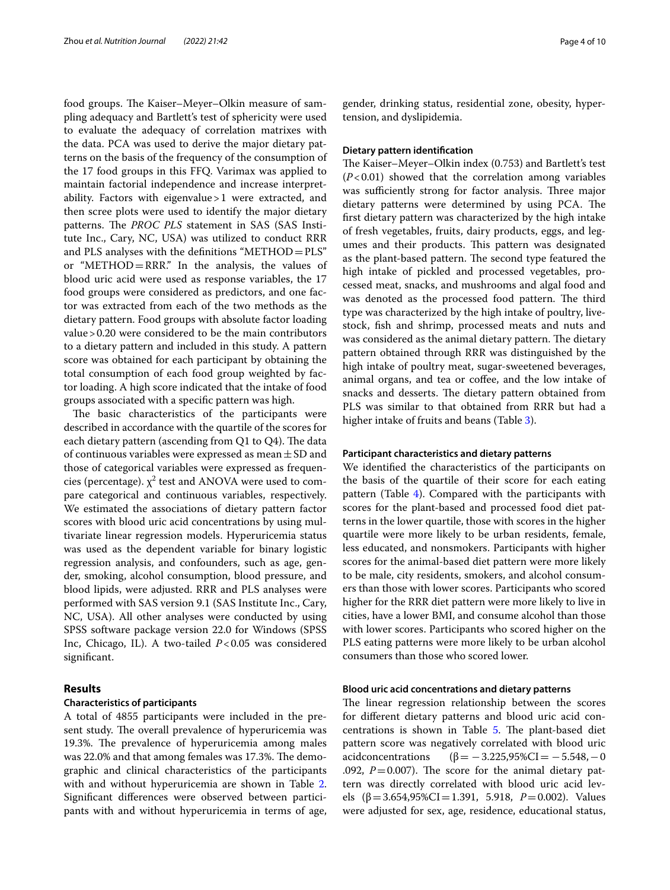food groups. The Kaiser–Meyer–Olkin measure of sampling adequacy and Bartlett's test of sphericity were used to evaluate the adequacy of correlation matrixes with the data. PCA was used to derive the major dietary patterns on the basis of the frequency of the consumption of the 17 food groups in this FFQ. Varimax was applied to maintain factorial independence and increase interpretability. Factors with eigenvalue > 1 were extracted, and then scree plots were used to identify the major dietary patterns. The *PROC PLS* statement in SAS (SAS Institute Inc., Cary, NC, USA) was utilized to conduct RRR and PLS analyses with the definitions "METHOD = PLS" or "METHOD = RRR." In the analysis, the values of blood uric acid were used as response variables, the 17 food groups were considered as predictors, and one factor was extracted from each of the two methods as the dietary pattern. Food groups with absolute factor loading value > 0.20 were considered to be the main contributors to a dietary pattern and included in this study. A pattern score was obtained for each participant by obtaining the total consumption of each food group weighted by factor loading. A high score indicated that the intake of food groups associated with a specific pattern was high.

The basic characteristics of the participants were described in accordance with the quartile of the scores for each dietary pattern (ascending from Q1 to Q4). The data of continuous variables were expressed as mean ± SD and those of categorical variables were expressed as frequencies (percentage). $\chi^2$ test and ANOVA were used to compare categorical and continuous variables, respectively. We estimated the associations of dietary pattern factor scores with blood uric acid concentrations by using multivariate linear regression models. Hyperuricemia status was used as the dependent variable for binary logistic regression analysis, and confounders, such as age, gender, smoking, alcohol consumption, blood pressure, and blood lipids, were adjusted. RRR and PLS analyses were performed with SAS version 9.1 (SAS Institute Inc., Cary, NC, USA). All other analyses were conducted by using SPSS software package version 22.0 for Windows (SPSS Inc, Chicago, IL). A two-tailed $P < 0.05$ was considered significant.

## Results

### Characteristics of participants

A total of 4855 participants were included in the present study. The overall prevalence of hyperuricemia was 19.3%. The prevalence of hyperuricemia among males was 22.0% and that among females was 17.3%. The demographic and clinical characteristics of the participants with and without hyperuricemia are shown in Table 2. Significant differences were observed between participants with and without hyperuricemia in terms of age, gender, drinking status, residential zone, obesity, hypertension, and dyslipidemia.

### Dietary pattern identification

The Kaiser–Meyer–Olkin index (0.753) and Bartlett's test ($P < 0.01$) showed that the correlation among variables was sufficiently strong for factor analysis. Three major dietary patterns were determined by using PCA. The first dietary pattern was characterized by the high intake of fresh vegetables, fruits, dairy products, eggs, and legumes and their products. This pattern was designated as the plant-based pattern. The second type featured the high intake of pickled and processed vegetables, processed meat, snacks, and mushrooms and algal food and was denoted as the processed food pattern. The third type was characterized by the high intake of poultry, livestock, fish and shrimp, processed meats and nuts and was considered as the animal dietary pattern. The dietary pattern obtained through RRR was distinguished by the high intake of poultry meat, sugar-sweetened beverages, animal organs, and tea or coffee, and the low intake of snacks and desserts. The dietary pattern obtained from PLS was similar to that obtained from RRR but had a higher intake of fruits and beans (Table 3).

### Participant characteristics and dietary patterns

We identified the characteristics of the participants on the basis of the quartile of their score for each eating pattern (Table 4). Compared with the participants with scores for the plant-based and processed food diet patterns in the lower quartile, those with scores in the higher quartile were more likely to be urban residents, female, less educated, and nonsmokers. Participants with higher scores for the animal-based diet pattern were more likely to be male, city residents, smokers, and alcohol consumers than those with lower scores. Participants who scored higher for the RRR diet pattern were more likely to live in cities, have a lower BMI, and consume alcohol than those with lower scores. Participants who scored higher on the PLS eating patterns were more likely to be urban alcohol consumers than those who scored lower.

### Blood uric acid concentrations and dietary patterns

The linear regression relationship between the scores for different dietary patterns and blood uric acid concentrations is shown in Table 5. The plant-based diet pattern score was negatively correlated with blood uric acidconcentrations ($\beta = -3.225$, 95%CI $= -5.548, -0.092$, $P = 0.007$). The score for the animal dietary pattern was directly correlated with blood uric acid levels ($\beta = 3.654$, 95%CI $= 1.391$, $5.918$, $P = 0.002$). Values were adjusted for sex, age, residence, educational status,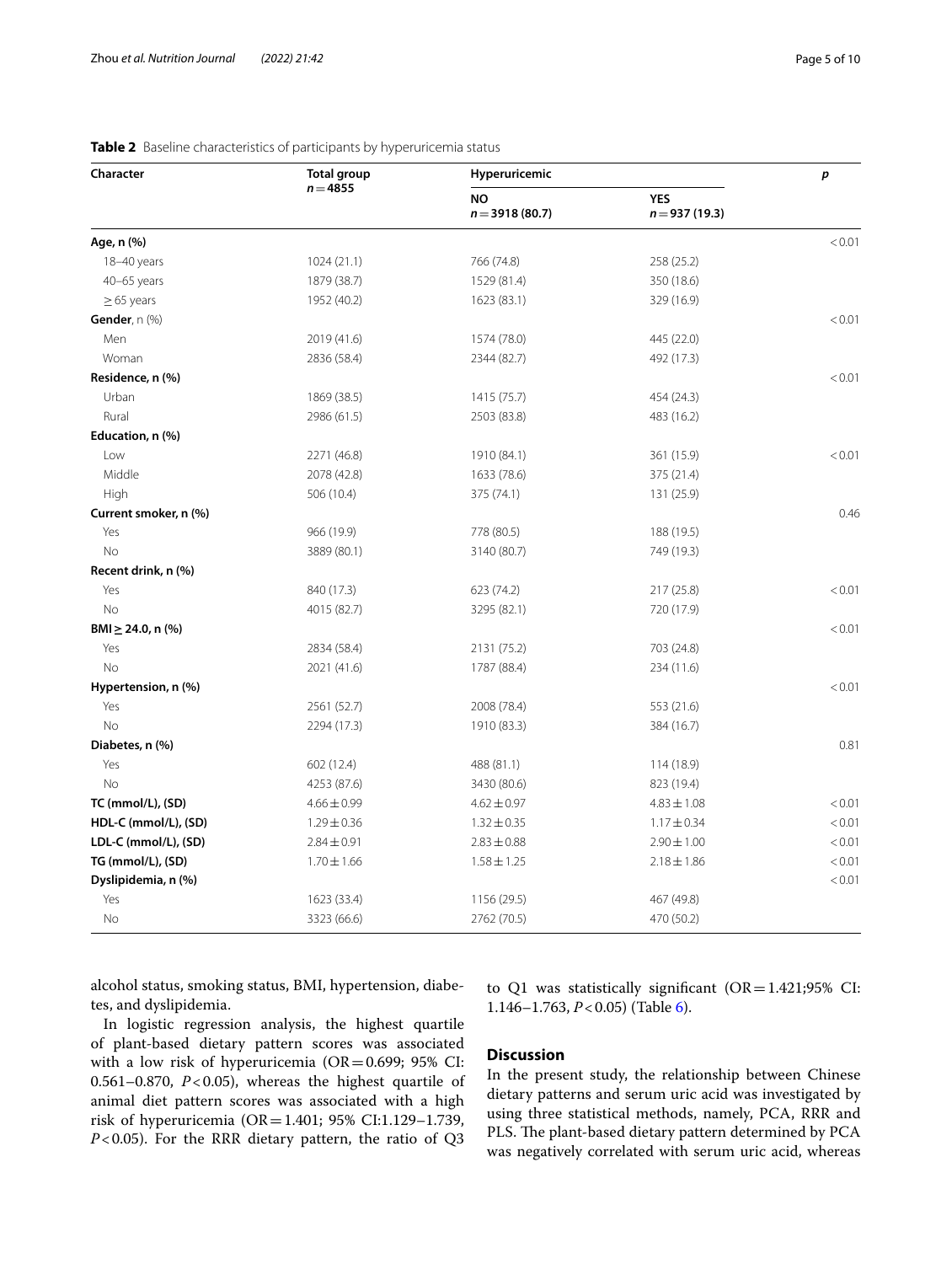**Table 2** Baseline characteristics of participants by hyperuricemia status

| Character | Total group $n=4855$ | Hyperuricemic | | $p$ |
|---|---|---|---|---|
| | | NO $n=3918$ (80.7) | YES $n=937$ (19.3) | |
| **Age, n (%)** | | | | <0.01 |
| 18–40 years | 1024 (21.1) | 766 (74.8) | 258 (25.2) | |
| 40–65 years | 1879 (38.7) | 1529 (81.4) | 350 (18.6) | |
| ≥ 65 years | 1952 (40.2) | 1623 (83.1) | 329 (16.9) | |
| **Gender**, n (%) | | | | <0.01 |
| Men | 2019 (41.6) | 1574 (78.0) | 445 (22.0) | |
| Woman | 2836 (58.4) | 2344 (82.7) | 492 (17.3) | |
| **Residence, n (%)** | | | | <0.01 |
| Urban | 1869 (38.5) | 1415 (75.7) | 454 (24.3) | |
| Rural | 2986 (61.5) | 2503 (83.8) | 483 (16.2) | |
| **Education, n (%)** | | | | |
| Low | 2271 (46.8) | 1910 (84.1) | 361 (15.9) | <0.01 |
| Middle | 2078 (42.8) | 1633 (78.6) | 375 (21.4) | |
| High | 506 (10.4) | 375 (74.1) | 131 (25.9) | |
| **Current smoker, n (%)** | | | | 0.46 |
| Yes | 966 (19.9) | 778 (80.5) | 188 (19.5) | |
| No | 3889 (80.1) | 3140 (80.7) | 749 (19.3) | |
| **Recent drink, n (%)** | | | | |
| Yes | 840 (17.3) | 623 (74.2) | 217 (25.8) | <0.01 |
| No | 4015 (82.7) | 3295 (82.1) | 720 (17.9) | |
| **BMI ≥ 24.0, n (%)** | | | | <0.01 |
| Yes | 2834 (58.4) | 2131 (75.2) | 703 (24.8) | |
| No | 2021 (41.6) | 1787 (88.4) | 234 (11.6) | |
| **Hypertension, n (%)** | | | | <0.01 |
| Yes | 2561 (52.7) | 2008 (78.4) | 553 (21.6) | |
| No | 2294 (17.3) | 1910 (83.3) | 384 (16.7) | |
| **Diabetes, n (%)** | | | | 0.81 |
| Yes | 602 (12.4) | 488 (81.1) | 114 (18.9) | |
| No | 4253 (87.6) | 3430 (80.6) | 823 (19.4) | |
| **TC (mmol/L), (SD)** | 4.66 ± 0.99 | 4.62 ± 0.97 | 4.83 ± 1.08 | <0.01 |
| **HDL-C (mmol/L), (SD)** | 1.29 ± 0.36 | 1.32 ± 0.35 | 1.17 ± 0.34 | <0.01 |
| **LDL-C (mmol/L), (SD)** | 2.84 ± 0.91 | 2.83 ± 0.88 | 2.90 ± 1.00 | <0.01 |
| **TG (mmol/L), (SD)** | 1.70 ± 1.66 | 1.58 ± 1.25 | 2.18 ± 1.86 | <0.01 |
| **Dyslipidemia, n (%)** | | | | <0.01 |
| Yes | 1623 (33.4) | 1156 (29.5) | 467 (49.8) | |
| No | 3323 (66.6) | 2762 (70.5) | 470 (50.2) | |

alcohol status, smoking status, BMI, hypertension, diabetes, and dyslipidemia.

In logistic regression analysis, the highest quartile of plant-based dietary pattern scores was associated with a low risk of hyperuricemia (OR = 0.699; 95% CI: 0.561–0.870, $P<0.05$), whereas the highest quartile of animal diet pattern scores was associated with a high risk of hyperuricemia (OR = 1.401; 95% CI:1.129–1.739, $P<0.05$). For the RRR dietary pattern, the ratio of Q3 to Q1 was statistically significant (OR = 1.421;95% CI: 1.146–1.763, $P<0.05$) (Table 6).

## Discussion

In the present study, the relationship between Chinese dietary patterns and serum uric acid was investigated by using three statistical methods, namely, PCA, RRR and PLS. The plant-based dietary pattern determined by PCA was negatively correlated with serum uric acid, whereas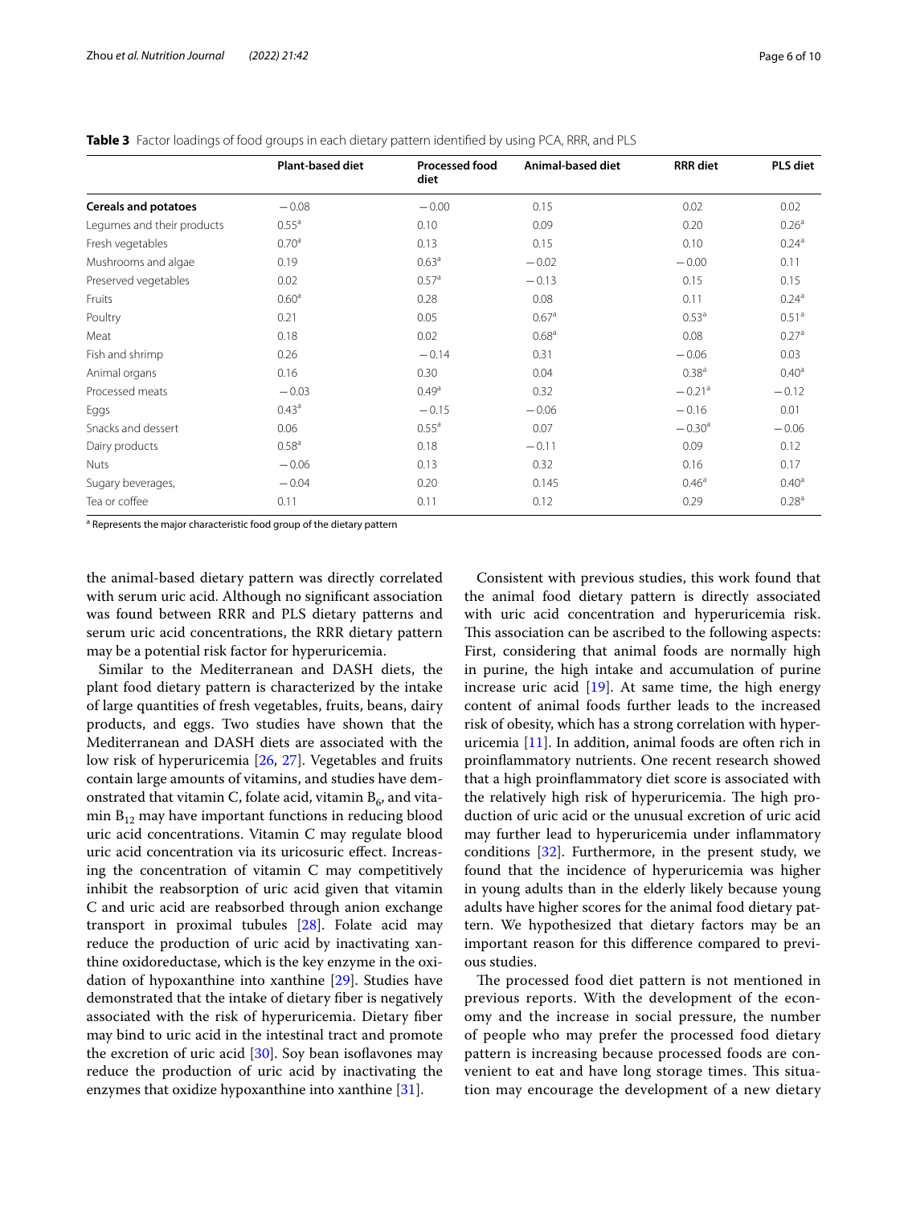**Table 3** Factor loadings of food groups in each dietary pattern identified by using PCA, RRR, and PLS

| | Plant-based diet | Processed food diet | Animal-based diet | RRR diet | PLS diet |
|---|---|---|---|---|---|
| **Cereals and potatoes** | −0.08 | −0.00 | 0.15 | 0.02 | 0.02 |
| Legumes and their products | 0.55[a] | 0.10 | 0.09 | 0.20 | 0.26[a] |
| Fresh vegetables | 0.70[a] | 0.13 | 0.15 | 0.10 | 0.24[a] |
| Mushrooms and algae | 0.19 | 0.63[a] | −0.02 | −0.00 | 0.11 |
| Preserved vegetables | 0.02 | 0.57[a] | −0.13 | 0.15 | 0.15 |
| Fruits | 0.60[a] | 0.28 | 0.08 | 0.11 | 0.24[a] |
| Poultry | 0.21 | 0.05 | 0.67[a] | 0.53[a] | 0.51[a] |
| Meat | 0.18 | 0.02 | 0.68[a] | 0.08 | 0.27[a] |
| Fish and shrimp | 0.26 | −0.14 | 0.31 | −0.06 | 0.03 |
| Animal organs | 0.16 | 0.30 | 0.04 | 0.38[a] | 0.40[a] |
| Processed meats | −0.03 | 0.49[a] | 0.32 | −0.21[a] | −0.12 |
| Eggs | 0.43[a] | −0.15 | −0.06 | −0.16 | 0.01 |
| Snacks and dessert | 0.06 | 0.55[a] | 0.07 | −0.30[a] | −0.06 |
| Dairy products | 0.58[a] | 0.18 | −0.11 | 0.09 | 0.12 |
| Nuts | −0.06 | 0.13 | 0.32 | 0.16 | 0.17 |
| Sugary beverages, | −0.04 | 0.20 | 0.145 | 0.46[a] | 0.40[a] |
| Tea or coffee | 0.11 | 0.11 | 0.12 | 0.29 | 0.28[a] |

[a] Represents the major characteristic food group of the dietary pattern

the animal-based dietary pattern was directly correlated with serum uric acid. Although no significant association was found between RRR and PLS dietary patterns and serum uric acid concentrations, the RRR dietary pattern may be a potential risk factor for hyperuricemia.

Similar to the Mediterranean and DASH diets, the plant food dietary pattern is characterized by the intake of large quantities of fresh vegetables, fruits, beans, dairy products, and eggs. Two studies have shown that the Mediterranean and DASH diets are associated with the low risk of hyperuricemia [26, 27]. Vegetables and fruits contain large amounts of vitamins, and studies have demonstrated that vitamin C, folate acid, vitamin $B_6$, and vitamin $B_{12}$ may have important functions in reducing blood uric acid concentrations. Vitamin C may regulate blood uric acid concentration via its uricosuric effect. Increasing the concentration of vitamin C may competitively inhibit the reabsorption of uric acid given that vitamin C and uric acid are reabsorbed through anion exchange transport in proximal tubules [28]. Folate acid may reduce the production of uric acid by inactivating xanthine oxidoreductase, which is the key enzyme in the oxidation of hypoxanthine into xanthine [29]. Studies have demonstrated that the intake of dietary fiber is negatively associated with the risk of hyperuricemia. Dietary fiber may bind to uric acid in the intestinal tract and promote the excretion of uric acid [30]. Soy bean isoflavones may reduce the production of uric acid by inactivating the enzymes that oxidize hypoxanthine into xanthine [31].

Consistent with previous studies, this work found that the animal food dietary pattern is directly associated with uric acid concentration and hyperuricemia risk. This association can be ascribed to the following aspects: First, considering that animal foods are normally high in purine, the high intake and accumulation of purine increase uric acid [19]. At same time, the high energy content of animal foods further leads to the increased risk of obesity, which has a strong correlation with hyperuricemia [11]. In addition, animal foods are often rich in proinflammatory nutrients. One recent research showed that a high proinflammatory diet score is associated with the relatively high risk of hyperuricemia. The high production of uric acid or the unusual excretion of uric acid may further lead to hyperuricemia under inflammatory conditions [32]. Furthermore, in the present study, we found that the incidence of hyperuricemia was higher in young adults than in the elderly likely because young adults have higher scores for the animal food dietary pattern. We hypothesized that dietary factors may be an important reason for this difference compared to previous studies.

The processed food diet pattern is not mentioned in previous reports. With the development of the economy and the increase in social pressure, the number of people who may prefer the processed food dietary pattern is increasing because processed foods are convenient to eat and have long storage times. This situation may encourage the development of a new dietary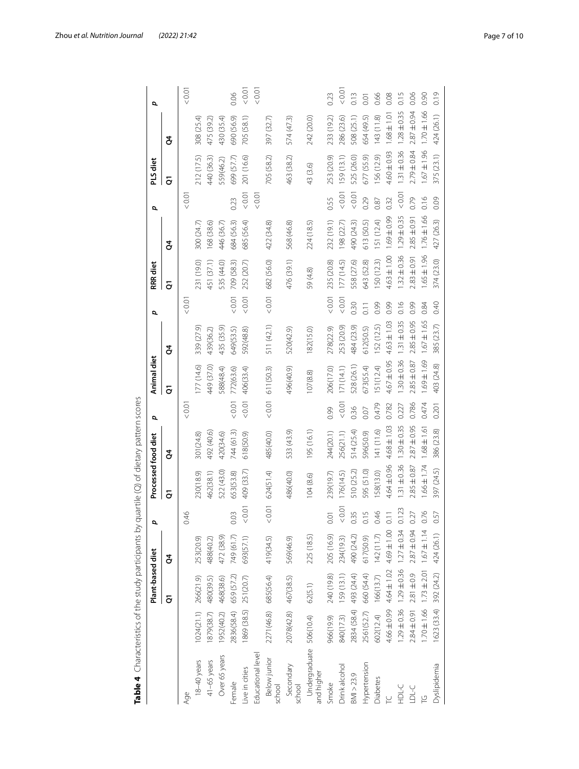**Table 4** Characteristics of the study participants by quartile (Q) of dietary pattern scores

| | | Plant-based diet | | p | Processed food diet | | p | Animal diet | | p | RRR diet | | p | PLS diet | | p |
|---|---|---|---|---|---|---|---|---|---|---|---|---|---|---|---|---|
| | | Q1 | Q4 | | Q1 | Q4 | | Q1 | Q4 | | Q1 | Q4 | | Q1 | Q4 | |
| Age | | | | 0.46 | | | <0.01 | | | <0.01 | | | <0.01 | | | <0.01 |
| 18–40 years | 1024(21.1) | 266(21.9) | 253(20.9) | | 230(18.9) | 301(24.8) | | 177 (14.6) | 339 (27.9) | | 231 (19.0) | 300 (24.7) | | 212 (17.5) | 308 (25.4) | |
| 41–65 years | 1879(38.7) | 480(39.5) | 488(40.2) | | 462(38.1) | 492 (40.6) | | 449 (37.0) | 439(36.2) | | 451 (37.1) | 168 (38.6) | | 440 (36.3) | 475 (39.2) | |
| Over 65 years | 1952(40.2) | 468(38.6) | 472 (38.9) | | 522 (43.0) | 420(34.6) | | 588(48.4) | 435 (35.9) | | 535 (44.0) | 446 (36.7) | | 559(46.2) | 430 (35.4) | |
| Female | 2836(58.4) | 659 (57.2) | 749 (61.7) | 0.03 | 653(53.8) | 744 (61.3) | <0.01 | 772(63.6) | 649(53.5) | <0.01 | 709 (58.3) | 684 (56.3) | 0.23 | 699 (57.7) | 690 (56.9) | 0.06 |
| Live in cities | 1869 (38.5) | 251(20.7) | 693(57.1) | <0.01 | 409 (33.7) | 618(50.9) | <0.01 | 406(33.4) | 592(48.8) | <0.01 | 252 (20.7) | 685 (56.4) | <0.01 | 201 (16.6) | 705 (58.1) | <0.01 |
| Educational level | | | | | | | | | | | | | <0.01 | | | <0.01 |
| Below junior school | 2271(46.8) | 685(56.4) | 419(34.5) | <0.01 | 624(51.4) | 485(40.0) | <0.01 | 611(50.3) | 511 (42.1) | <0.01 | 682 (56.0) | 422 (34.8) | | 705 (58.2) | 397 (32.7) | |
| Secondary school | 2078(42.8) | 467(38.5) | 569(46.9) | | 486(40.0) | 533 (43.9) | | 496(40.9) | 520(42.9) | | 476 (39.1) | 568 (46.8) | | 463 (38.2) | 574 (47.3) | |
| Undergraduate and higher | 506(10.4) | 62(5.1) | 225 (18.5) | | 104 (8.6) | 195 (16.1) | | 107(8.8) | 182(15.0) | | 59 (4.8) | 224 (18.5) | | 43 (3.6) | 242 (20.0) | |
| Smoke | 966(19.9) | 240 (19.8) | 205 (16.9) | 0.01 | 239(19.7) | 244(20.1) | 0.99 | 206(17.0) | 278(22.9) | <0.01 | 235 (20.8) | 232 (19.1) | 0.55 | 253 (20.9) | 233 (19.2) | 0.23 |
| Drink alcohol | 840(17.3) | 159 (13.1) | 234(19.3) | <0.01 | 176(14.5) | 256(21.1) | <0.01 | 171(14.1) | 253 (20.9) | <0.01 | 177 (14.5) | 198 (22.7) | <0.01 | 159 (13.1) | 286 (23.6) | <0.01 |
| BMI > 23.9 | 2834 (58.4) | 493 (24.4) | 490 (24.2) | 0.35 | 510 (25.2) | 514 (25.4) | 0.36 | 528 (26.1) | 484 (23.9) | 0.30 | 558 (27.6) | 490 (24.3) | <0.01 | 525 (26.0) | 508 (25.1) | 0.13 |
| Hypertension | 2561(52.7) | 660 (54.4) | 617(50.9) | 0.15 | 595 (51.0) | 596(50.9) | 0.07 | 673(55.4) | 612(50.5) | 0.11 | 643 (52.8) | 613 (50.5) | 0.29 | 677 (55.9) | 654 (49.5) | 0.01 |
| Diabetes | 602(12.4) | 166(13.7) | 142(11.7) | 0.46 | 158(13.0) | 141 (11.6) | 0.479 | 151(12.4) | 152 (12.5) | 0.99 | 150 (12.3) | 151 (12.4) | 0.87 | 156 (12.9) | 143 (11.8) | 0.66 |
| TC | 4.66 ± 0.99 | 4.64 ± 1.02 | 4.69 ± 1.00 | 0.11 | 4.64 ± 0.96 | 4.68 ± 1.03 | 0.782 | 4.67 ± 0.95 | 4.63 ± 1.03 | 0.99 | 4.63 ± 1.00 | 1.69 ± 0.99 | 0.32 | 4.60 ± 0.93 | 1.68 ± 1.01 | 0.08 |
| HDL-C | 1.29 ± 0.36 | 1.29 ± 0.36 | 1.27 ± 0.34 | 0.123 | 1.31 ± 0.36 | 1.30 ± 0.35 | 0.227 | 1.30 ± 0.36 | 1.31 ± 0.35 | 0.16 | 1.32 ± 0.36 | 1.29 ± 0.35 | <0.01 | 1.31 ± 0.36 | 1.28 ± 0.35 | 0.15 |
| LDL-C | 2.84 ± 0.91 | 2.81 ± 0.9 | 2.87 ± 0.94 | 0.27 | 2.85 ± 0.87 | 2.87 ± 0.95 | 0.786 | 2.85 ± 0.87 | 2.85 ± 0.95 | 0.99 | 2.83 ± 0.91 | 2.85 ± 0.91 | 0.79 | 2.79 ± 0.84 | 2.87 ± 0.94 | 0.06 |
| TG | 1.70 ± 1.66 | 1.73 ± 2.01 | 1.67 ± 1.14 | 0.76 | 1.66 ± 1.74 | 1.68 ± 1.61 | 0.474 | 1.69 ± 1.69 | 1.67 ± 1.65 | 0.84 | 1.65 ± 1.96 | 1.76 ± 1.66 | 0.16 | 1.67 ± 1.96 | 1.70 ± 1.66 | 0.90 |
| Dyslipidemia | 1623 (33.4) | 392 (24.2) | 424 (26.1) | 0.57 | 397 (24.5) | 386 (23.8) | 0.201 | 403 (24.8) | 385 (23.7) | 0.40 | 374 (23.0) | 427 (26.3) | 0.09 | 375 (23.1) | 424 (26.1) | 0.19 |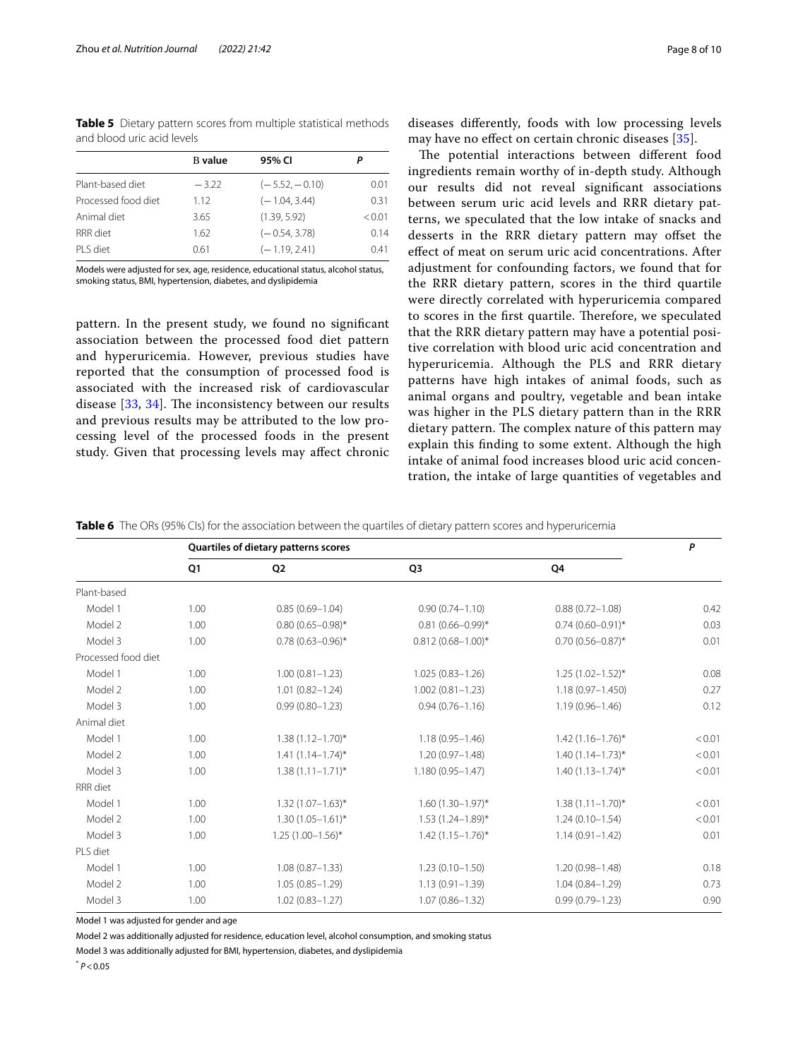**Table 5** Dietary pattern scores from multiple statistical methods and blood uric acid levels

| | B value | 95% CI | P |
|---|---|---|---|
| Plant-based diet | −3.22 | (−5.52, −0.10) | 0.01 |
| Processed food diet | 1.12 | (−1.04, 3.44) | 0.31 |
| Animal diet | 3.65 | (1.39, 5.92) | <0.01 |
| RRR diet | 1.62 | (−0.54, 3.78) | 0.14 |
| PLS diet | 0.61 | (−1.19, 2.41) | 0.41 |

Models were adjusted for sex, age, residence, educational status, alcohol status, smoking status, BMI, hypertension, diabetes, and dyslipidemia

pattern. In the present study, we found no significant association between the processed food diet pattern and hyperuricemia. However, previous studies have reported that the consumption of processed food is associated with the increased risk of cardiovascular disease [33, 34]. The inconsistency between our results and previous results may be attributed to the low processing level of the processed foods in the present study. Given that processing levels may affect chronic diseases differently, foods with low processing levels may have no effect on certain chronic diseases [35].

The potential interactions between different food ingredients remain worthy of in-depth study. Although our results did not reveal significant associations between serum uric acid levels and RRR dietary patterns, we speculated that the low intake of snacks and desserts in the RRR dietary pattern may offset the effect of meat on serum uric acid concentrations. After adjustment for confounding factors, we found that for the RRR dietary pattern, scores in the third quartile were directly correlated with hyperuricemia compared to scores in the first quartile. Therefore, we speculated that the RRR dietary pattern may have a potential positive correlation with blood uric acid concentration and hyperuricemia. Although the PLS and RRR dietary patterns have high intakes of animal foods, such as animal organs and poultry, vegetable and bean intake was higher in the PLS dietary pattern than in the RRR dietary pattern. The complex nature of this pattern may explain this finding to some extent. Although the high intake of animal food increases blood uric acid concentration, the intake of large quantities of vegetables and

**Table 6** The ORs (95% CIs) for the association between the quartiles of dietary pattern scores and hyperuricemia

| | Quartiles of dietary patterns scores | | | | P |
|---|---|---|---|---|---|
| | Q1 | Q2 | Q3 | Q4 | |
| Plant-based | | | | | |
| Model 1 | 1.00 | 0.85 (0.69–1.04) | 0.90 (0.74–1.10) | 0.88 (0.72–1.08) | 0.42 |
| Model 2 | 1.00 | 0.80 (0.65–0.98)* | 0.81 (0.66–0.99)* | 0.74 (0.60–0.91)* | 0.03 |
| Model 3 | 1.00 | 0.78 (0.63–0.96)* | 0.812 (0.68–1.00)* | 0.70 (0.56–0.87)* | 0.01 |
| Processed food diet | | | | | |
| Model 1 | 1.00 | 1.00 (0.81–1.23) | 1.025 (0.83–1.26) | 1.25 (1.02–1.52)* | 0.08 |
| Model 2 | 1.00 | 1.01 (0.82–1.24) | 1.002 (0.81–1.23) | 1.18 (0.97–1.450) | 0.27 |
| Model 3 | 1.00 | 0.99 (0.80–1.23) | 0.94 (0.76–1.16) | 1.19 (0.96–1.46) | 0.12 |
| Animal diet | | | | | |
| Model 1 | 1.00 | 1.38 (1.12–1.70)* | 1.18 (0.95–1.46) | 1.42 (1.16–1.76)* | <0.01 |
| Model 2 | 1.00 | 1.41 (1.14–1.74)* | 1.20 (0.97–1.48) | 1.40 (1.14–1.73)* | <0.01 |
| Model 3 | 1.00 | 1.38 (1.11–1.71)* | 1.180 (0.95–1.47) | 1.40 (1.13–1.74)* | <0.01 |
| RRR diet | | | | | |
| Model 1 | 1.00 | 1.32 (1.07–1.63)* | 1.60 (1.30–1.97)* | 1.38 (1.11–1.70)* | <0.01 |
| Model 2 | 1.00 | 1.30 (1.05–1.61)* | 1.53 (1.24–1.89)* | 1.24 (0.10–1.54) | <0.01 |
| Model 3 | 1.00 | 1.25 (1.00–1.56)* | 1.42 (1.15–1.76)* | 1.14 (0.91–1.42) | 0.01 |
| PLS diet | | | | | |
| Model 1 | 1.00 | 1.08 (0.87–1.33) | 1.23 (0.10–1.50) | 1.20 (0.98–1.48) | 0.18 |
| Model 2 | 1.00 | 1.05 (0.85–1.29) | 1.13 (0.91–1.39) | 1.04 (0.84–1.29) | 0.73 |
| Model 3 | 1.00 | 1.02 (0.83–1.27) | 1.07 (0.86–1.32) | 0.99 (0.79–1.23) | 0.90 |

Model 1 was adjusted for gender and age

Model 2 was additionally adjusted for residence, education level, alcohol consumption, and smoking status

Model 3 was additionally adjusted for BMI, hypertension, diabetes, and dyslipidemia

* $P < 0.05$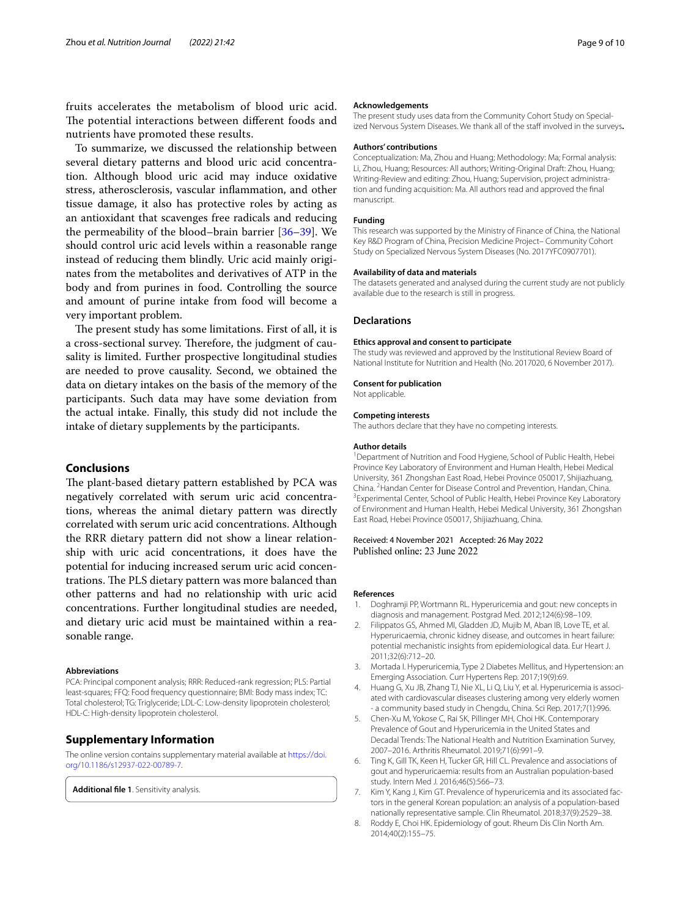fruits accelerates the metabolism of blood uric acid. The potential interactions between different foods and nutrients have promoted these results.

To summarize, we discussed the relationship between several dietary patterns and blood uric acid concentration. Although blood uric acid may induce oxidative stress, atherosclerosis, vascular inflammation, and other tissue damage, it also has protective roles by acting as an antioxidant that scavenges free radicals and reducing the permeability of the blood–brain barrier [36–39]. We should control uric acid levels within a reasonable range instead of reducing them blindly. Uric acid mainly originates from the metabolites and derivatives of ATP in the body and from purines in food. Controlling the source and amount of purine intake from food will become a very important problem.

The present study has some limitations. First of all, it is a cross-sectional survey. Therefore, the judgment of causality is limited. Further prospective longitudinal studies are needed to prove causality. Second, we obtained the data on dietary intakes on the basis of the memory of the participants. Such data may have some deviation from the actual intake. Finally, this study did not include the intake of dietary supplements by the participants.

## Conclusions

The plant-based dietary pattern established by PCA was negatively correlated with serum uric acid concentrations, whereas the animal dietary pattern was directly correlated with serum uric acid concentrations. Although the RRR dietary pattern did not show a linear relationship with uric acid concentrations, it does have the potential for inducing increased serum uric acid concentrations. The PLS dietary pattern was more balanced than other patterns and had no relationship with uric acid concentrations. Further longitudinal studies are needed, and dietary uric acid must be maintained within a reasonable range.

#### Abbreviations

PCA: Principal component analysis; RRR: Reduced-rank regression; PLS: Partial least-squares; FFQ: Food frequency questionnaire; BMI: Body mass index; TC: Total cholesterol; TG: Triglyceride; LDL-C: Low-density lipoprotein cholesterol; HDL-C: High-density lipoprotein cholesterol.

## Supplementary Information

The online version contains supplementary material available at https://doi.org/10.1186/s12937-022-00789-7.

**Additional file 1**. Sensitivity analysis.

#### Acknowledgements

The present study uses data from the Community Cohort Study on Specialized Nervous System Diseases. We thank all of the staff involved in the surveys.

#### Authors' contributions

Conceptualization: Ma, Zhou and Huang; Methodology: Ma; Formal analysis: Li, Zhou, Huang; Resources: All authors; Writing-Original Draft: Zhou, Huang; Writing-Review and editing: Zhou, Huang; Supervision, project administration and funding acquisition: Ma. All authors read and approved the final manuscript.

#### Funding

This research was supported by the Ministry of Finance of China, the National Key R&D Program of China, Precision Medicine Project– Community Cohort Study on Specialized Nervous System Diseases (No. 2017YFC0907701).

#### Availability of data and materials

The datasets generated and analysed during the current study are not publicly available due to the research is still in progress.

### Declarations

#### Ethics approval and consent to participate

The study was reviewed and approved by the Institutional Review Board of National Institute for Nutrition and Health (No. 2017020, 6 November 2017).

#### Consent for publication

Not applicable.

#### Competing interests

The authors declare that they have no competing interests.

#### Author details

[1] Department of Nutrition and Food Hygiene, School of Public Health, Hebei Province Key Laboratory of Environment and Human Health, Hebei Medical University, 361 Zhongshan East Road, Hebei Province 050017, Shijiazhuang, China. [2] Handan Center for Disease Control and Prevention, Handan, China. [3] Experimental Center, School of Public Health, Hebei Province Key Laboratory of Environment and Human Health, Hebei Medical University, 361 Zhongshan East Road, Hebei Province 050017, Shijiazhuang, China.

Received: 4 November 2021 Accepted: 26 May 2022
Published online: 23 June 2022

#### References

1. Doghramji PP, Wortmann RL. Hyperuricemia and gout: new concepts in diagnosis and management. Postgrad Med. 2012;124(6):98–109.
2. Filippatos GS, Ahmed MI, Gladden JD, Mujib M, Aban IB, Love TE, et al. Hyperuricaemia, chronic kidney disease, and outcomes in heart failure: potential mechanistic insights from epidemiological data. Eur Heart J. 2011;32(6):712–20.
3. Mortada I. Hyperuricemia, Type 2 Diabetes Mellitus, and Hypertension: an Emerging Association. Curr Hypertens Rep. 2017;19(9):69.
4. Huang G, Xu JB, Zhang TJ, Nie XL, Li Q, Liu Y, et al. Hyperuricemia is associated with cardiovascular diseases clustering among very elderly women - a community based study in Chengdu, China. Sci Rep. 2017;7(1):996.
5. Chen-Xu M, Yokose C, Rai SK, Pillinger MH, Choi HK. Contemporary Prevalence of Gout and Hyperuricemia in the United States and Decadal Trends: The National Health and Nutrition Examination Survey, 2007–2016. Arthritis Rheumatol. 2019;71(6):991–9.
6. Ting K, Gill TK, Keen H, Tucker GR, Hill CL. Prevalence and associations of gout and hyperuricaemia: results from an Australian population-based study. Intern Med J. 2016;46(5):566–73.
7. Kim Y, Kang J, Kim GT. Prevalence of hyperuricemia and its associated factors in the general Korean population: an analysis of a population-based nationally representative sample. Clin Rheumatol. 2018;37(9):2529–38.
8. Roddy E, Choi HK. Epidemiology of gout. Rheum Dis Clin North Am. 2014;40(2):155–75.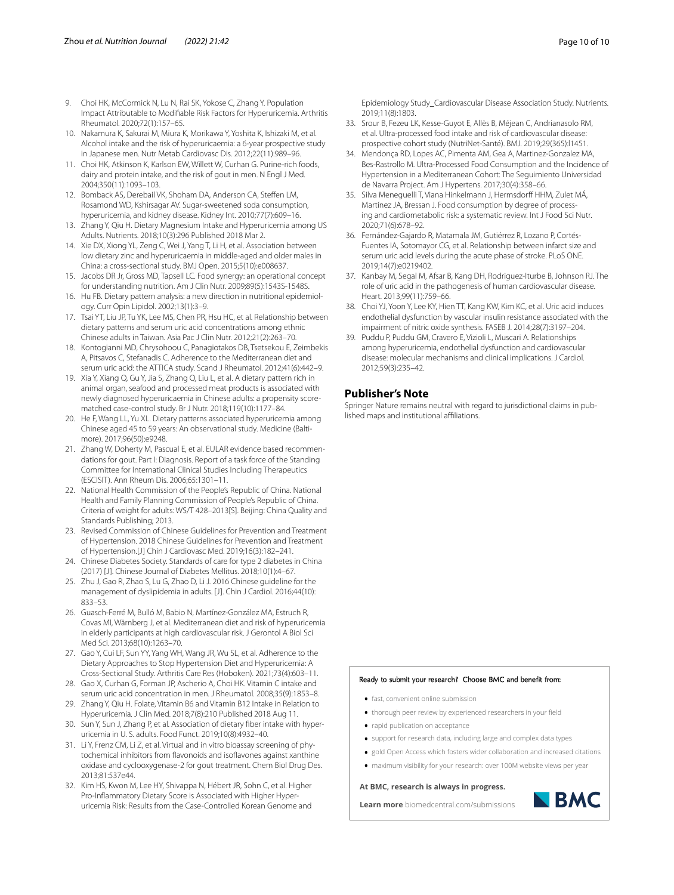9. Choi HK, McCormick N, Lu N, Rai SK, Yokose C, Zhang Y. Population Impact Attributable to Modifiable Risk Factors for Hyperuricemia. Arthritis Rheumatol. 2020;72(1):157–65.
10. Nakamura K, Sakurai M, Miura K, Morikawa Y, Yoshita K, Ishizaki M, et al. Alcohol intake and the risk of hyperuricaemia: a 6-year prospective study in Japanese men. Nutr Metab Cardiovasc Dis. 2012;22(11):989–96.
11. Choi HK, Atkinson K, Karlson EW, Willett W, Curhan G. Purine-rich foods, dairy and protein intake, and the risk of gout in men. N Engl J Med. 2004;350(11):1093–103.
12. Bomback AS, Derebail VK, Shoham DA, Anderson CA, Steffen LM, Rosamond WD, Kshirsagar AV. Sugar-sweetened soda consumption, hyperuricemia, and kidney disease. Kidney Int. 2010;77(7):609–16.
13. Zhang Y, Qiu H. Dietary Magnesium Intake and Hyperuricemia among US Adults. Nutrients. 2018;10(3):296 Published 2018 Mar 2.
14. Xie DX, Xiong YL, Zeng C, Wei J, Yang T, Li H, et al. Association between low dietary zinc and hyperuricaemia in middle-aged and older males in China: a cross-sectional study. BMJ Open. 2015;5(10):e008637.
15. Jacobs DR Jr, Gross MD, Tapsell LC. Food synergy: an operational concept for understanding nutrition. Am J Clin Nutr. 2009;89(5):1543S-1548S.
16. Hu FB. Dietary pattern analysis: a new direction in nutritional epidemiology. Curr Opin Lipidol. 2002;13(1):3–9.
17. Tsai YT, Liu JP, Tu YK, Lee MS, Chen PR, Hsu HC, et al. Relationship between dietary patterns and serum uric acid concentrations among ethnic Chinese adults in Taiwan. Asia Pac J Clin Nutr. 2012;21(2):263–70.
18. Kontogianni MD, Chrysohoou C, Panagiotakos DB, Tsetsekou E, Zeimbekis A, Pitsavos C, Stefanadis C. Adherence to the Mediterranean diet and serum uric acid: the ATTICA study. Scand J Rheumatol. 2012;41(6):442–9.
19. Xia Y, Xiang Q, Gu Y, Jia S, Zhang Q, Liu L, et al. A dietary pattern rich in animal organ, seafood and processed meat products is associated with newly diagnosed hyperuricaemia in Chinese adults: a propensity score-matched case-control study. Br J Nutr. 2018;119(10):1177–84.
20. He F, Wang LL, Yu XL. Dietary patterns associated hyperuricemia among Chinese aged 45 to 59 years: An observational study. Medicine (Baltimore). 2017;96(50):e9248.
21. Zhang W, Doherty M, Pascual E, et al. EULAR evidence based recommendations for gout. Part I: Diagnosis. Report of a task force of the Standing Committee for International Clinical Studies Including Therapeutics (ESCISIT). Ann Rheum Dis. 2006;65:1301–11.
22. National Health Commission of the People's Republic of China. National Health and Family Planning Commission of People's Republic of China. Criteria of weight for adults: WS/T 428–2013[S]. Beijing: China Quality and Standards Publishing; 2013.
23. Revised Commission of Chinese Guidelines for Prevention and Treatment of Hypertension. 2018 Chinese Guidelines for Prevention and Treatment of Hypertension.[J] Chin J Cardiovasc Med. 2019;16(3):182–241.
24. Chinese Diabetes Society. Standards of care for type 2 diabetes in China (2017) [J]. Chinese Journal of Diabetes Mellitus. 2018;10(1):4–67.
25. Zhu J, Gao R, Zhao S, Lu G, Zhao D, Li J. 2016 Chinese guideline for the management of dyslipidemia in adults. [J]. Chin J Cardiol. 2016;44(10): 833–53.
26. Guasch-Ferré M, Bulló M, Babio N, Martínez-González MA, Estruch R, Covas MI, Wärnberg J, et al. Mediterranean diet and risk of hyperuricemia in elderly participants at high cardiovascular risk. J Gerontol A Biol Sci Med Sci. 2013;68(10):1263–70.
27. Gao Y, Cui LF, Sun YY, Yang WH, Wang JR, Wu SL, et al. Adherence to the Dietary Approaches to Stop Hypertension Diet and Hyperuricemia: A Cross-Sectional Study. Arthritis Care Res (Hoboken). 2021;73(4):603–11.
28. Gao X, Curhan G, Forman JP, Ascherio A, Choi HK. Vitamin C intake and serum uric acid concentration in men. J Rheumatol. 2008;35(9):1853–8.
29. Zhang Y, Qiu H. Folate, Vitamin B6 and Vitamin B12 Intake in Relation to Hyperuricemia. J Clin Med. 2018;7(8):210 Published 2018 Aug 11.
30. Sun Y, Sun J, Zhang P, et al. Association of dietary fiber intake with hyperuricemia in U. S. adults. Food Funct. 2019;10(8):4932–40.
31. Li Y, Frenz CM, Li Z, et al. Virtual and in vitro bioassay screening of phytochemical inhibitors from flavonoids and isoflavones against xanthine oxidase and cyclooxygenase-2 for gout treatment. Chem Biol Drug Des. 2013;81:537e44.
32. Kim HS, Kwon M, Lee HY, Shivappa N, Hébert JR, Sohn C, et al. Higher Pro-Inflammatory Dietary Score is Associated with Higher Hyperuricemia Risk: Results from the Case-Controlled Korean Genome and Epidemiology Study_Cardiovascular Disease Association Study. Nutrients. 2019;11(8):1803.
33. Srour B, Fezeu LK, Kesse-Guyot E, Allès B, Méjean C, Andrianasolo RM, et al. Ultra-processed food intake and risk of cardiovascular disease: prospective cohort study (NutriNet-Santé). BMJ. 2019;29(365):l1451.
34. Mendonça RD, Lopes AC, Pimenta AM, Gea A, Martinez-Gonzalez MA, Bes-Rastrollo M. Ultra-Processed Food Consumption and the Incidence of Hypertension in a Mediterranean Cohort: The Seguimiento Universidad de Navarra Project. Am J Hypertens. 2017;30(4):358–66.
35. Silva Meneguelli T, Viana Hinkelmann J, Hermsdorff HHM, Zulet MÁ, Martínez JA, Bressan J. Food consumption by degree of processing and cardiometabolic risk: a systematic review. Int J Food Sci Nutr. 2020;71(6):678–92.
36. Fernández-Gajardo R, Matamala JM, Gutiérrez R, Lozano P, Cortés-Fuentes IA, Sotomayor CG, et al. Relationship between infarct size and serum uric acid levels during the acute phase of stroke. PLoS ONE. 2019;14(7):e0219402.
37. Kanbay M, Segal M, Afsar B, Kang DH, Rodriguez-Iturbe B, Johnson RJ. The role of uric acid in the pathogenesis of human cardiovascular disease. Heart. 2013;99(11):759–66.
38. Choi YJ, Yoon Y, Lee KY, Hien TT, Kang KW, Kim KC, et al. Uric acid induces endothelial dysfunction by vascular insulin resistance associated with the impairment of nitric oxide synthesis. FASEB J. 2014;28(7):3197–204.
39. Puddu P, Puddu GM, Cravero E, Vizioli L, Muscari A. Relationships among hyperuricemia, endothelial dysfunction and cardiovascular disease: molecular mechanisms and clinical implications. J Cardiol. 2012;59(3):235–42.

## Publisher's Note

Springer Nature remains neutral with regard to jurisdictional claims in published maps and institutional affiliations.

Ready to submit your research? Choose BMC and benefit from:

- fast, convenient online submission
- thorough peer review by experienced researchers in your field
- rapid publication on acceptance
- support for research data, including large and complex data types
- gold Open Access which fosters wider collaboration and increased citations
- maximum visibility for your research: over 100M website views per year

**At BMC, research is always in progress.**

**Learn more** biomedcentral.com/submissions

BMC